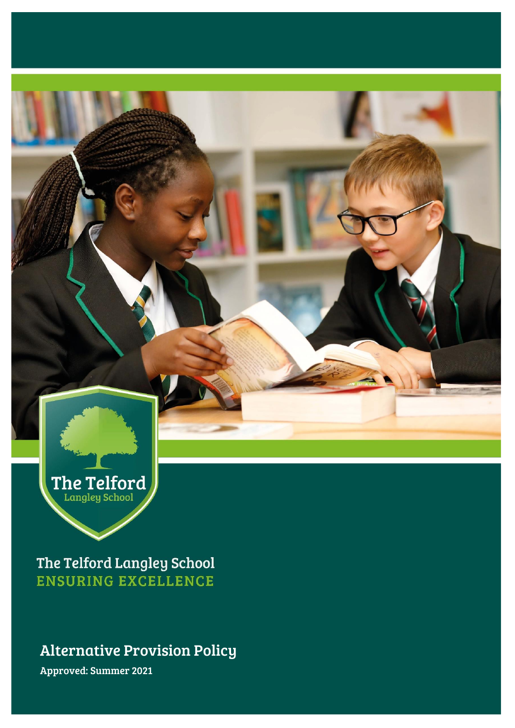The Telford Langley School

The Telford Langley School
ENSURING EXCELLENCE

# Alternative Provision Policy

**Approved: Summer 2021**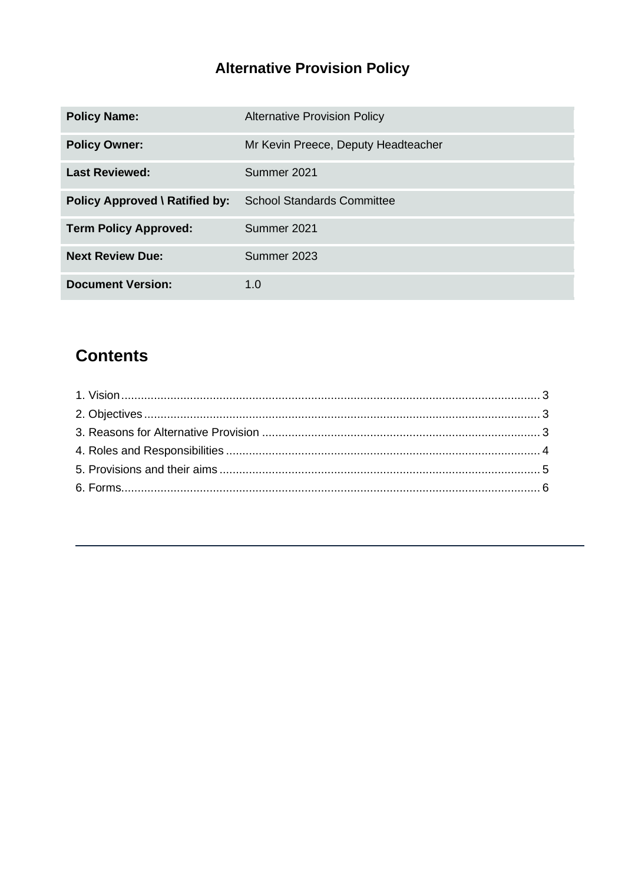# Alternative Provision Policy

| Policy Name: | Alternative Provision Policy |
|---|---|
| Policy Owner: | Mr Kevin Preece, Deputy Headteacher |
| Last Reviewed: | Summer 2021 |
| Policy Approved \ Ratified by: | School Standards Committee |
| Term Policy Approved: | Summer 2021 |
| Next Review Due: | Summer 2023 |
| Document Version: | 1.0 |

## Contents

1. Vision ........ 3
2. Objectives ........ 3
3. Reasons for Alternative Provision ........ 3
4. Roles and Responsibilities ........ 4
5. Provisions and their aims ........ 5
6. Forms ........ 6

---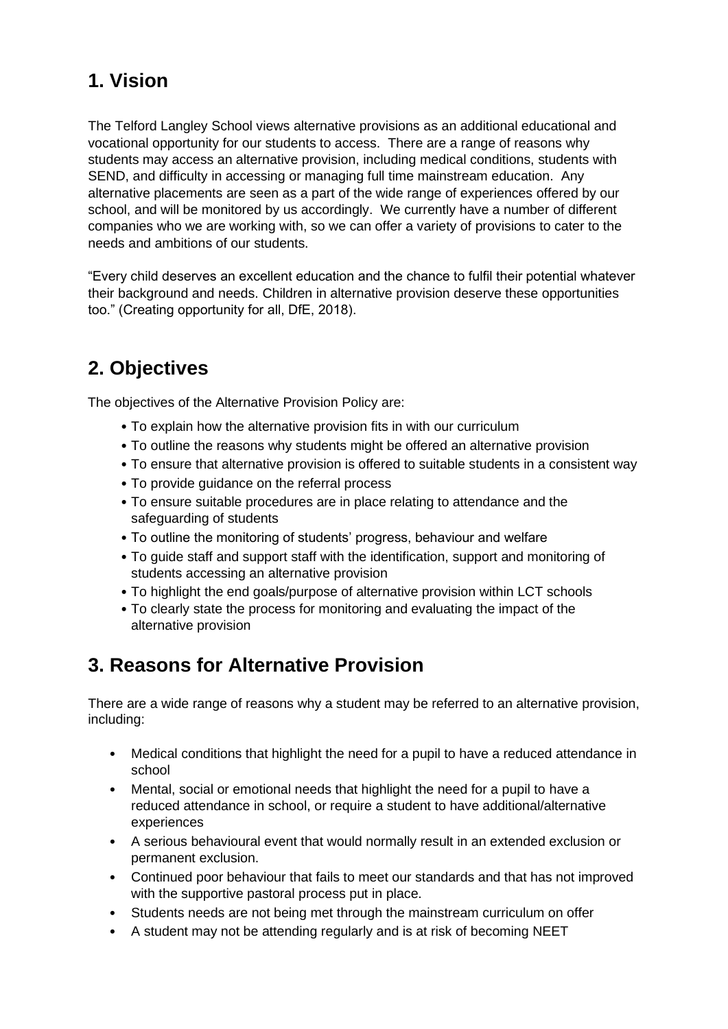## 1. Vision

The Telford Langley School views alternative provisions as an additional educational and vocational opportunity for our students to access. There are a range of reasons why students may access an alternative provision, including medical conditions, students with SEND, and difficulty in accessing or managing full time mainstream education. Any alternative placements are seen as a part of the wide range of experiences offered by our school, and will be monitored by us accordingly. We currently have a number of different companies who we are working with, so we can offer a variety of provisions to cater to the needs and ambitions of our students.

"Every child deserves an excellent education and the chance to fulfil their potential whatever their background and needs. Children in alternative provision deserve these opportunities too." (Creating opportunity for all, DfE, 2018).

## 2. Objectives

The objectives of the Alternative Provision Policy are:

- To explain how the alternative provision fits in with our curriculum
- To outline the reasons why students might be offered an alternative provision
- To ensure that alternative provision is offered to suitable students in a consistent way
- To provide guidance on the referral process
- To ensure suitable procedures are in place relating to attendance and the safeguarding of students
- To outline the monitoring of students' progress, behaviour and welfare
- To guide staff and support staff with the identification, support and monitoring of students accessing an alternative provision
- To highlight the end goals/purpose of alternative provision within LCT schools
- To clearly state the process for monitoring and evaluating the impact of the alternative provision

## 3. Reasons for Alternative Provision

There are a wide range of reasons why a student may be referred to an alternative provision, including:

- Medical conditions that highlight the need for a pupil to have a reduced attendance in school
- Mental, social or emotional needs that highlight the need for a pupil to have a reduced attendance in school, or require a student to have additional/alternative experiences
- A serious behavioural event that would normally result in an extended exclusion or permanent exclusion.
- Continued poor behaviour that fails to meet our standards and that has not improved with the supportive pastoral process put in place.
- Students needs are not being met through the mainstream curriculum on offer
- A student may not be attending regularly and is at risk of becoming NEET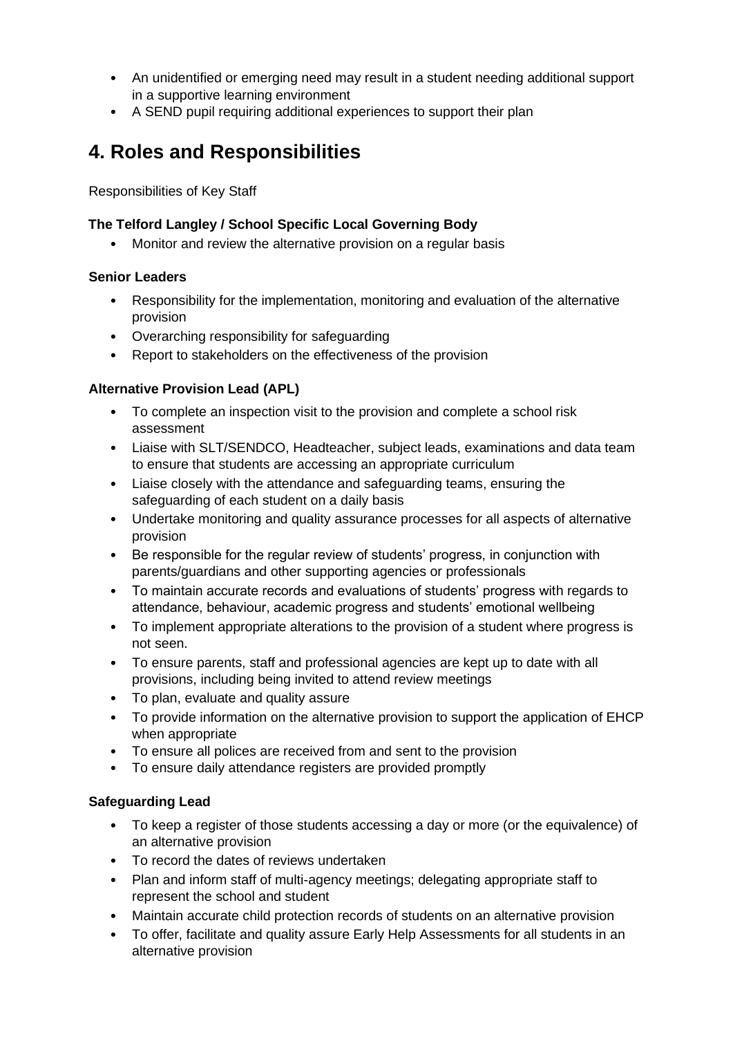- An unidentified or emerging need may result in a student needing additional support in a supportive learning environment
- A SEND pupil requiring additional experiences to support their plan

# 4. Roles and Responsibilities

Responsibilities of Key Staff

**The Telford Langley / School Specific Local Governing Body**

- Monitor and review the alternative provision on a regular basis

**Senior Leaders**

- Responsibility for the implementation, monitoring and evaluation of the alternative provision
- Overarching responsibility for safeguarding
- Report to stakeholders on the effectiveness of the provision

**Alternative Provision Lead (APL)**

- To complete an inspection visit to the provision and complete a school risk assessment
- Liaise with SLT/SENDCO, Headteacher, subject leads, examinations and data team to ensure that students are accessing an appropriate curriculum
- Liaise closely with the attendance and safeguarding teams, ensuring the safeguarding of each student on a daily basis
- Undertake monitoring and quality assurance processes for all aspects of alternative provision
- Be responsible for the regular review of students' progress, in conjunction with parents/guardians and other supporting agencies or professionals
- To maintain accurate records and evaluations of students' progress with regards to attendance, behaviour, academic progress and students' emotional wellbeing
- To implement appropriate alterations to the provision of a student where progress is not seen.
- To ensure parents, staff and professional agencies are kept up to date with all provisions, including being invited to attend review meetings
- To plan, evaluate and quality assure
- To provide information on the alternative provision to support the application of EHCP when appropriate
- To ensure all polices are received from and sent to the provision
- To ensure daily attendance registers are provided promptly

**Safeguarding Lead**

- To keep a register of those students accessing a day or more (or the equivalence) of an alternative provision
- To record the dates of reviews undertaken
- Plan and inform staff of multi-agency meetings; delegating appropriate staff to represent the school and student
- Maintain accurate child protection records of students on an alternative provision
- To offer, facilitate and quality assure Early Help Assessments for all students in an alternative provision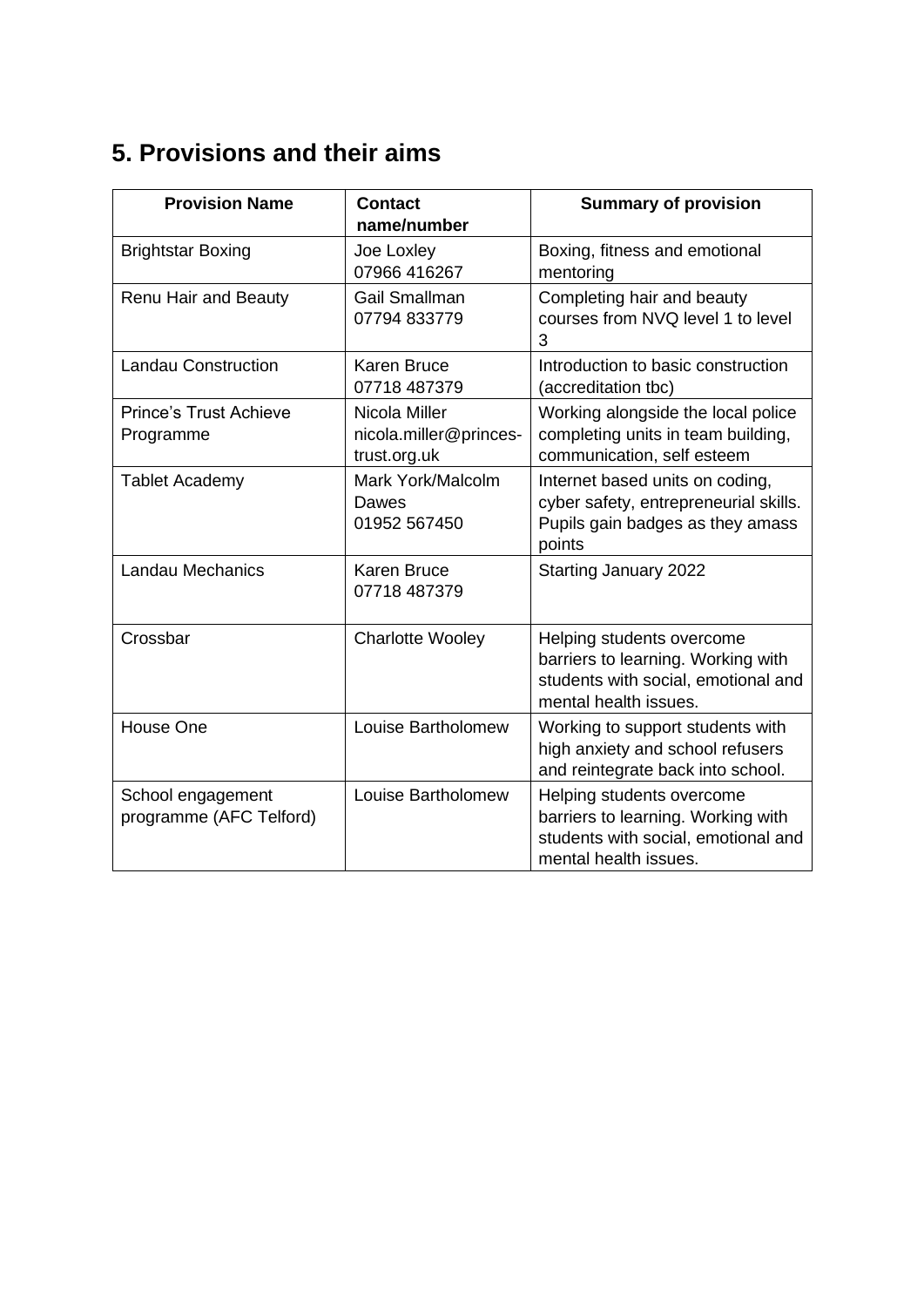## 5. Provisions and their aims

| Provision Name | Contact name/number | Summary of provision |
|---|---|---|
| Brightstar Boxing | Joe Loxley<br>07966 416267 | Boxing, fitness and emotional mentoring |
| Renu Hair and Beauty | Gail Smallman<br>07794 833779 | Completing hair and beauty courses from NVQ level 1 to level 3 |
| Landau Construction | Karen Bruce<br>07718 487379 | Introduction to basic construction (accreditation tbc) |
| Prince's Trust Achieve Programme | Nicola Miller<br>nicola.miller@princes-trust.org.uk | Working alongside the local police completing units in team building, communication, self esteem |
| Tablet Academy | Mark York/Malcolm Dawes<br>01952 567450 | Internet based units on coding, cyber safety, entrepreneurial skills. Pupils gain badges as they amass points |
| Landau Mechanics | Karen Bruce<br>07718 487379 | Starting January 2022 |
| Crossbar | Charlotte Wooley | Helping students overcome barriers to learning. Working with students with social, emotional and mental health issues. |
| House One | Louise Bartholomew | Working to support students with high anxiety and school refusers and reintegrate back into school. |
| School engagement programme (AFC Telford) | Louise Bartholomew | Helping students overcome barriers to learning. Working with students with social, emotional and mental health issues. |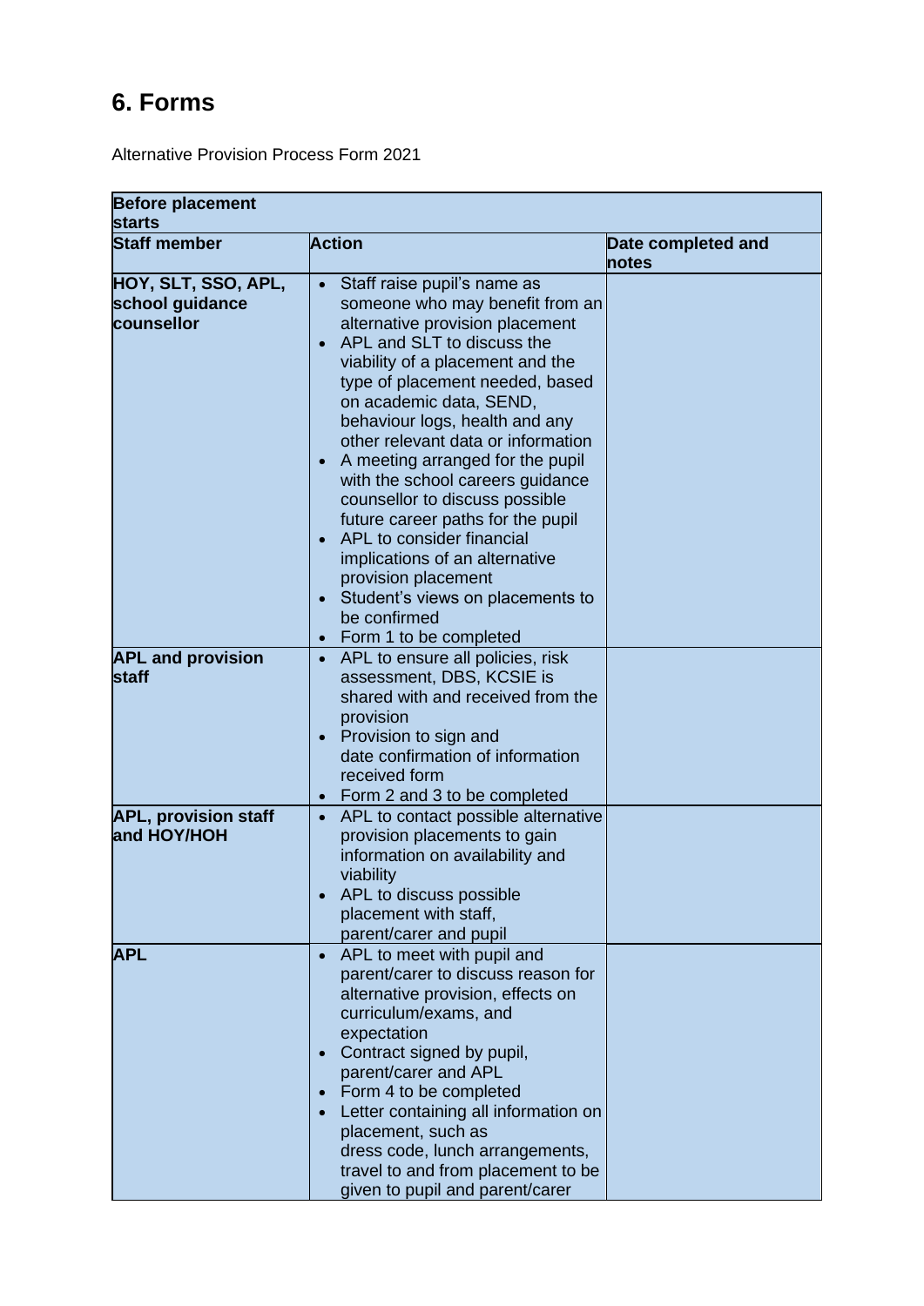# 6. Forms

Alternative Provision Process Form 2021

| **Before placement starts** | | |
|---|---|---|
| **Staff member** | **Action** | **Date completed and notes** |
| **HOY, SLT, SSO, APL, school guidance counsellor** | • Staff raise pupil's name as someone who may benefit from an alternative provision placement<br>• APL and SLT to discuss the viability of a placement and the type of placement needed, based on academic data, SEND, behaviour logs, health and any other relevant data or information<br>• A meeting arranged for the pupil with the school careers guidance counsellor to discuss possible future career paths for the pupil<br>• APL to consider financial implications of an alternative provision placement<br>• Student's views on placements to be confirmed<br>• Form 1 to be completed | |
| **APL and provision staff** | • APL to ensure all policies, risk assessment, DBS, KCSIE is shared with and received from the provision<br>• Provision to sign and date confirmation of information received form<br>• Form 2 and 3 to be completed | |
| **APL, provision staff and HOY/HOH** | • APL to contact possible alternative provision placements to gain information on availability and viability<br>• APL to discuss possible placement with staff, parent/carer and pupil | |
| **APL** | • APL to meet with pupil and parent/carer to discuss reason for alternative provision, effects on curriculum/exams, and expectation<br>• Contract signed by pupil, parent/carer and APL<br>• Form 4 to be completed<br>• Letter containing all information on placement, such as dress code, lunch arrangements, travel to and from placement to be given to pupil and parent/carer | |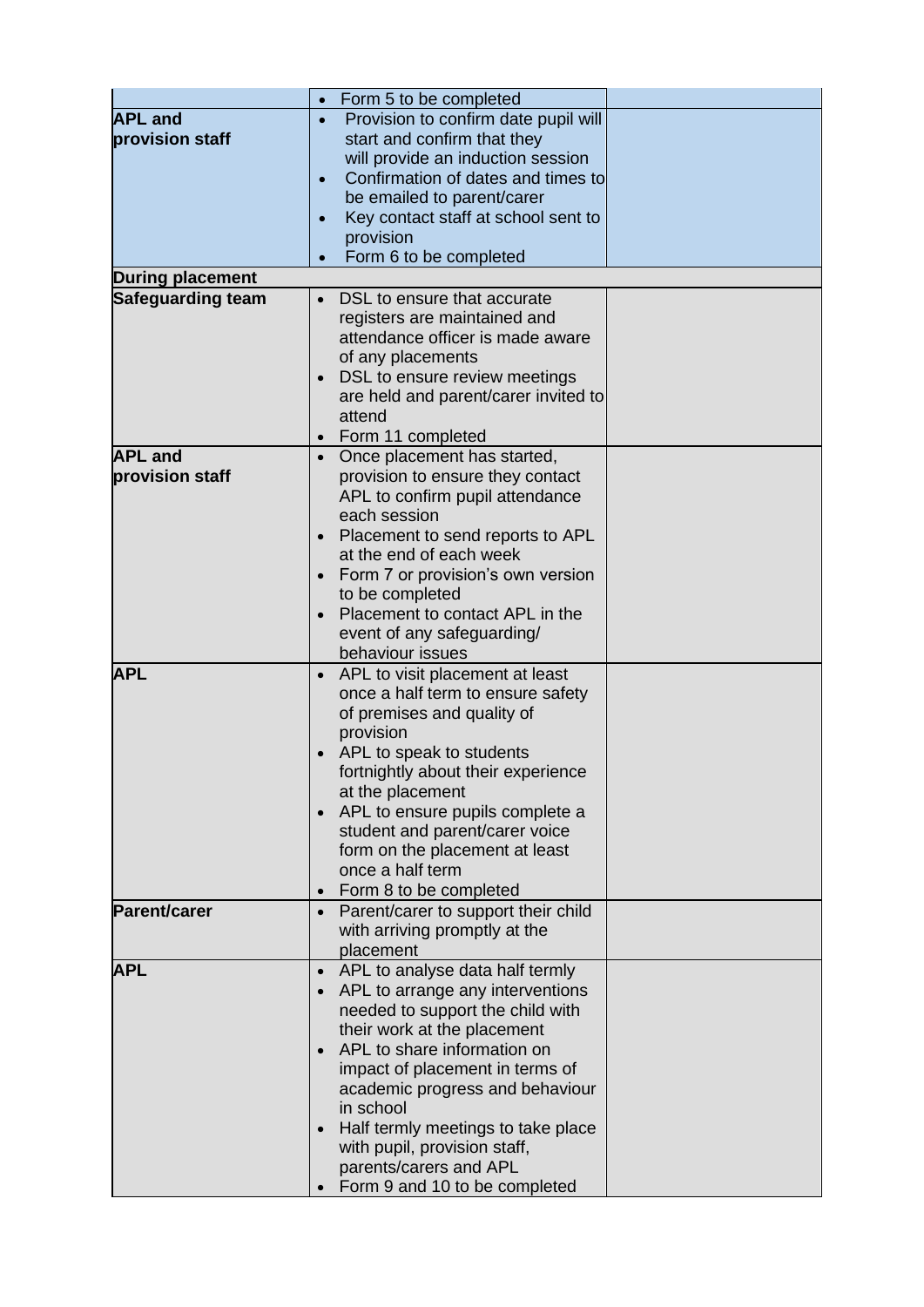| | | |
|---|---|---|
| | • Form 5 to be completed | |
| **APL and provision staff** | • Provision to confirm date pupil will start and confirm that they will provide an induction session<br>• Confirmation of dates and times to be emailed to parent/carer<br>• Key contact staff at school sent to provision<br>• Form 6 to be completed | |
| **During placement** | | |
| **Safeguarding team** | • DSL to ensure that accurate registers are maintained and attendance officer is made aware of any placements<br>• DSL to ensure review meetings are held and parent/carer invited to attend<br>• Form 11 completed | |
| **APL and provision staff** | • Once placement has started, provision to ensure they contact APL to confirm pupil attendance each session<br>• Placement to send reports to APL at the end of each week<br>• Form 7 or provision's own version to be completed<br>• Placement to contact APL in the event of any safeguarding/ behaviour issues | |
| **APL** | • APL to visit placement at least once a half term to ensure safety of premises and quality of provision<br>• APL to speak to students fortnightly about their experience at the placement<br>• APL to ensure pupils complete a student and parent/carer voice form on the placement at least once a half term<br>• Form 8 to be completed | |
| **Parent/carer** | • Parent/carer to support their child with arriving promptly at the placement | |
| **APL** | • APL to analyse data half termly<br>• APL to arrange any interventions needed to support the child with their work at the placement<br>• APL to share information on impact of placement in terms of academic progress and behaviour in school<br>• Half termly meetings to take place with pupil, provision staff, parents/carers and APL<br>• Form 9 and 10 to be completed | |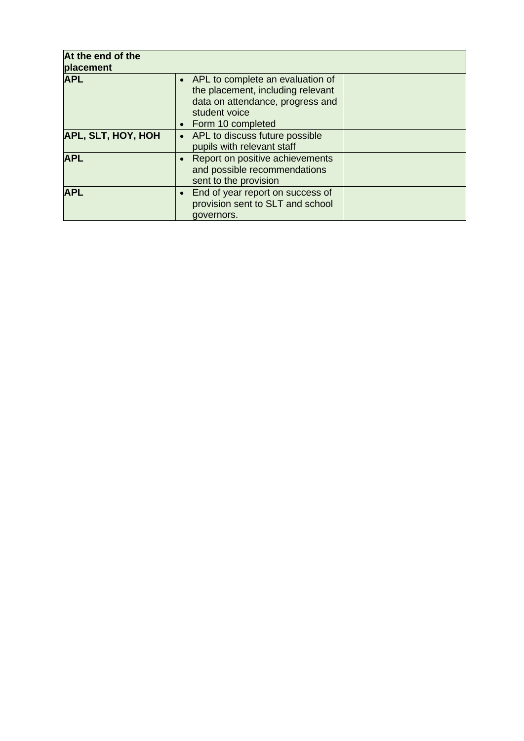| **At the end of the placement** | | |
|---|---|---|
| **APL** | • APL to complete an evaluation of the placement, including relevant data on attendance, progress and student voice<br>• Form 10 completed | |
| **APL, SLT, HOY, HOH** | • APL to discuss future possible pupils with relevant staff | |
| **APL** | • Report on positive achievements and possible recommendations sent to the provision | |
| **APL** | • End of year report on success of provision sent to SLT and school governors. | |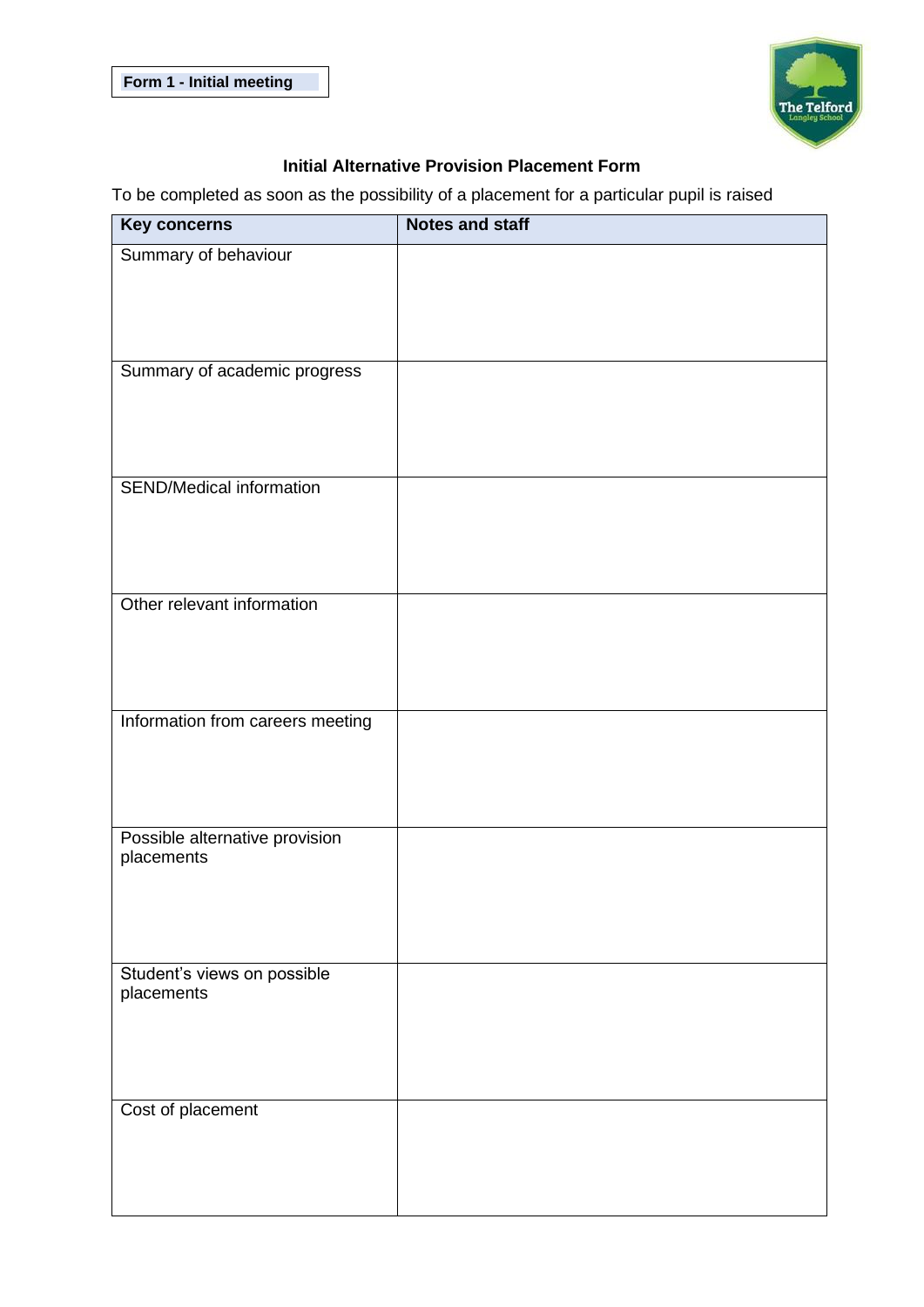**Form 1 - Initial meeting**

### Initial Alternative Provision Placement Form

To be completed as soon as the possibility of a placement for a particular pupil is raised

| Key concerns | Notes and staff |
|---|---|
| Summary of behaviour | |
| Summary of academic progress | |
| SEND/Medical information | |
| Other relevant information | |
| Information from careers meeting | |
| Possible alternative provision placements | |
| Student's views on possible placements | |
| Cost of placement | |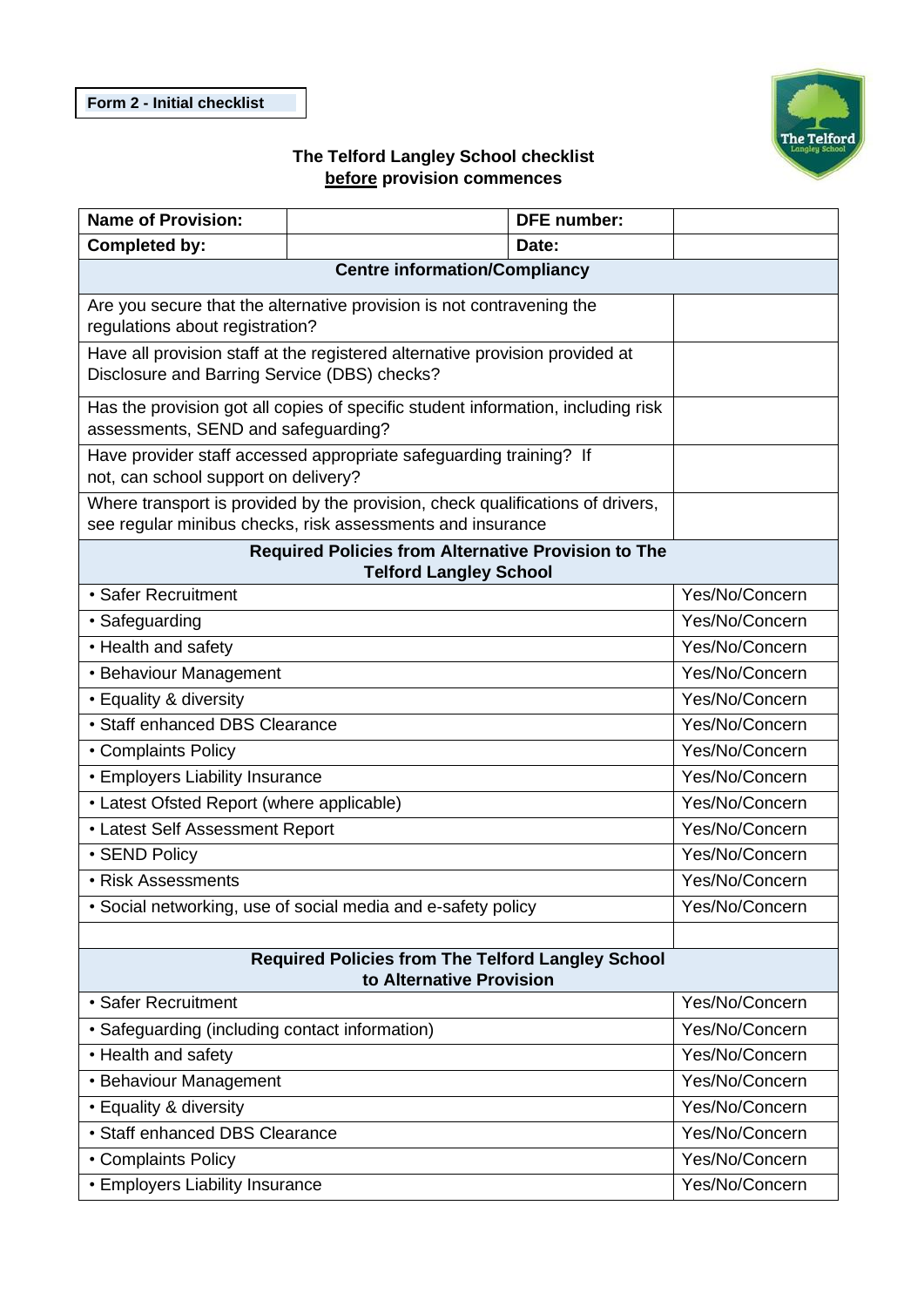**Form 2 - Initial checklist**

## The Telford Langley School checklist **before** provision commences

| **Name of Provision:** | | **DFE number:** | |
|---|---|---|---|
| **Completed by:** | | **Date:** | |
| **Centre information/Compliancy** | | | |
| Are you secure that the alternative provision is not contravening the regulations about registration? | | | |
| Have all provision staff at the registered alternative provision provided at Disclosure and Barring Service (DBS) checks? | | | |
| Has the provision got all copies of specific student information, including risk assessments, SEND and safeguarding? | | | |
| Have provider staff accessed appropriate safeguarding training? If not, can school support on delivery? | | | |
| Where transport is provided by the provision, check qualifications of drivers, see regular minibus checks, risk assessments and insurance | | | |
| **Required Policies from Alternative Provision to The Telford Langley School** | | | |
| • Safer Recruitment | | | Yes/No/Concern |
| • Safeguarding | | | Yes/No/Concern |
| • Health and safety | | | Yes/No/Concern |
| • Behaviour Management | | | Yes/No/Concern |
| • Equality & diversity | | | Yes/No/Concern |
| • Staff enhanced DBS Clearance | | | Yes/No/Concern |
| • Complaints Policy | | | Yes/No/Concern |
| • Employers Liability Insurance | | | Yes/No/Concern |
| • Latest Ofsted Report (where applicable) | | | Yes/No/Concern |
| • Latest Self Assessment Report | | | Yes/No/Concern |
| • SEND Policy | | | Yes/No/Concern |
| • Risk Assessments | | | Yes/No/Concern |
| • Social networking, use of social media and e-safety policy | | | Yes/No/Concern |
| | | | |
| **Required Policies from The Telford Langley School to Alternative Provision** | | | |
| • Safer Recruitment | | | Yes/No/Concern |
| • Safeguarding (including contact information) | | | Yes/No/Concern |
| • Health and safety | | | Yes/No/Concern |
| • Behaviour Management | | | Yes/No/Concern |
| • Equality & diversity | | | Yes/No/Concern |
| • Staff enhanced DBS Clearance | | | Yes/No/Concern |
| • Complaints Policy | | | Yes/No/Concern |
| • Employers Liability Insurance | | | Yes/No/Concern |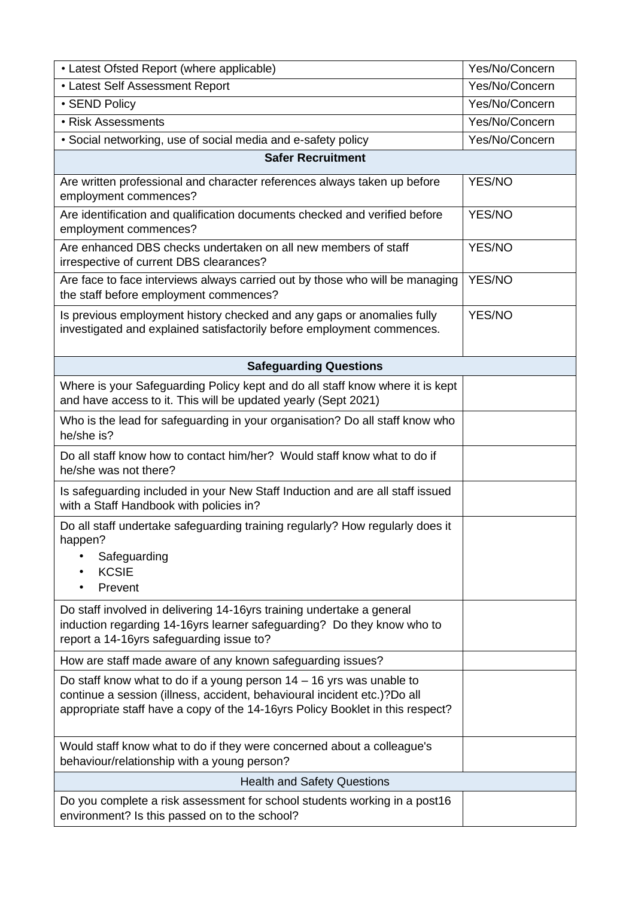| | |
|---|---|
| • Latest Ofsted Report (where applicable) | Yes/No/Concern |
| • Latest Self Assessment Report | Yes/No/Concern |
| • SEND Policy | Yes/No/Concern |
| • Risk Assessments | Yes/No/Concern |
| • Social networking, use of social media and e-safety policy | Yes/No/Concern |
| **Safer Recruitment** | |
| Are written professional and character references always taken up before employment commences? | YES/NO |
| Are identification and qualification documents checked and verified before employment commences? | YES/NO |
| Are enhanced DBS checks undertaken on all new members of staff irrespective of current DBS clearances? | YES/NO |
| Are face to face interviews always carried out by those who will be managing the staff before employment commences? | YES/NO |
| Is previous employment history checked and any gaps or anomalies fully investigated and explained satisfactorily before employment commences. | YES/NO |
| **Safeguarding Questions** | |
| Where is your Safeguarding Policy kept and do all staff know where it is kept and have access to it. This will be updated yearly (Sept 2021) | |
| Who is the lead for safeguarding in your organisation? Do all staff know who he/she is? | |
| Do all staff know how to contact him/her? Would staff know what to do if he/she was not there? | |
| Is safeguarding included in your New Staff Induction and are all staff issued with a Staff Handbook with policies in? | |
| Do all staff undertake safeguarding training regularly? How regularly does it happen?<br>• Safeguarding<br>• KCSIE<br>• Prevent | |
| Do staff involved in delivering 14-16yrs training undertake a general induction regarding 14-16yrs learner safeguarding? Do they know who to report a 14-16yrs safeguarding issue to? | |
| How are staff made aware of any known safeguarding issues? | |
| Do staff know what to do if a young person 14 – 16 yrs was unable to continue a session (illness, accident, behavioural incident etc.)?Do all appropriate staff have a copy of the 14-16yrs Policy Booklet in this respect? | |
| Would staff know what to do if they were concerned about a colleague's behaviour/relationship with a young person? | |
| Health and Safety Questions | |
| Do you complete a risk assessment for school students working in a post16 environment? Is this passed on to the school? | |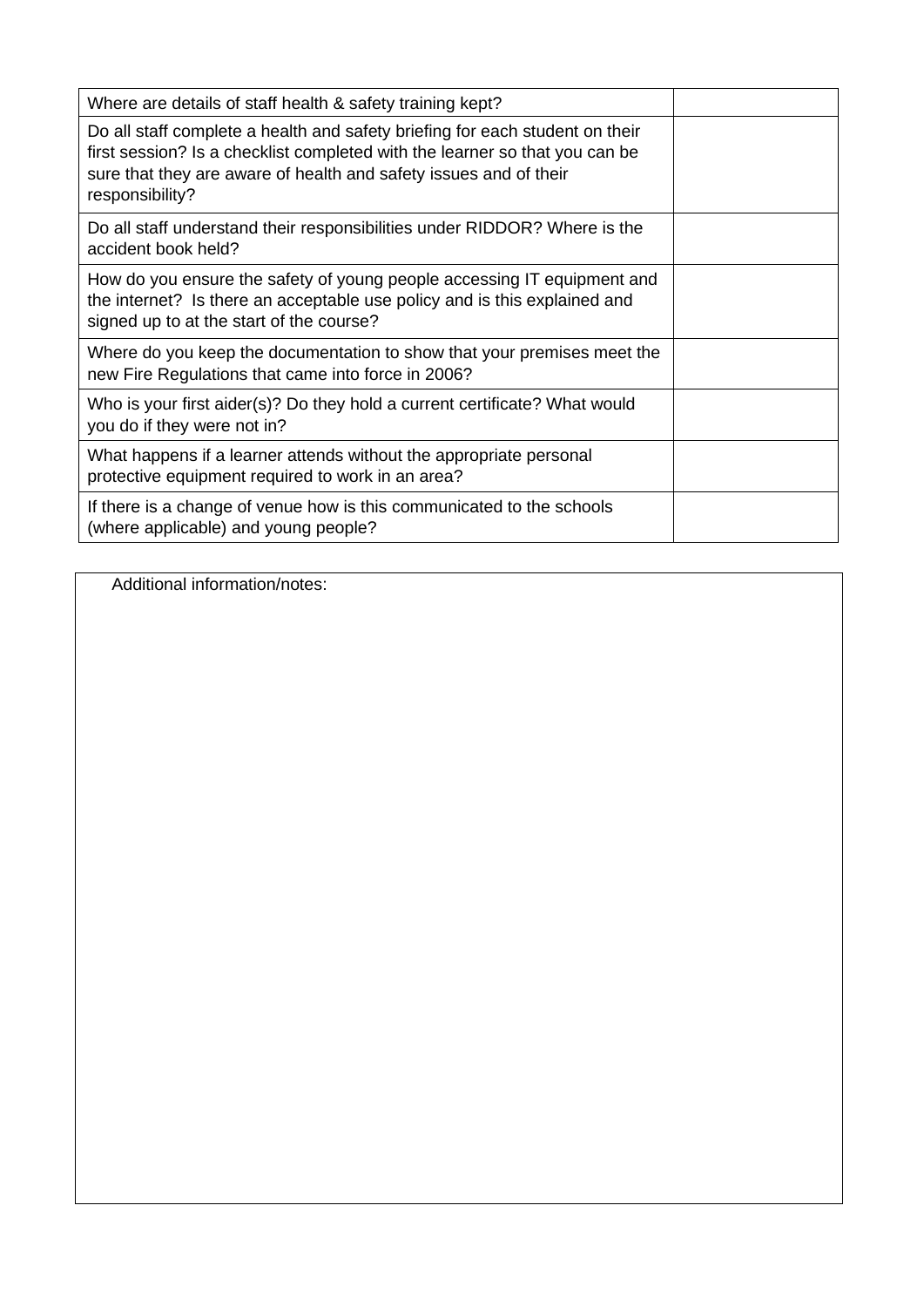| | |
|---|---|
| Where are details of staff health & safety training kept? | |
| Do all staff complete a health and safety briefing for each student on their first session? Is a checklist completed with the learner so that you can be sure that they are aware of health and safety issues and of their responsibility? | |
| Do all staff understand their responsibilities under RIDDOR? Where is the accident book held? | |
| How do you ensure the safety of young people accessing IT equipment and the internet? Is there an acceptable use policy and is this explained and signed up to at the start of the course? | |
| Where do you keep the documentation to show that your premises meet the new Fire Regulations that came into force in 2006? | |
| Who is your first aider(s)? Do they hold a current certificate? What would you do if they were not in? | |
| What happens if a learner attends without the appropriate personal protective equipment required to work in an area? | |
| If there is a change of venue how is this communicated to the schools (where applicable) and young people? | |

| Additional information/notes: |
|---|
| |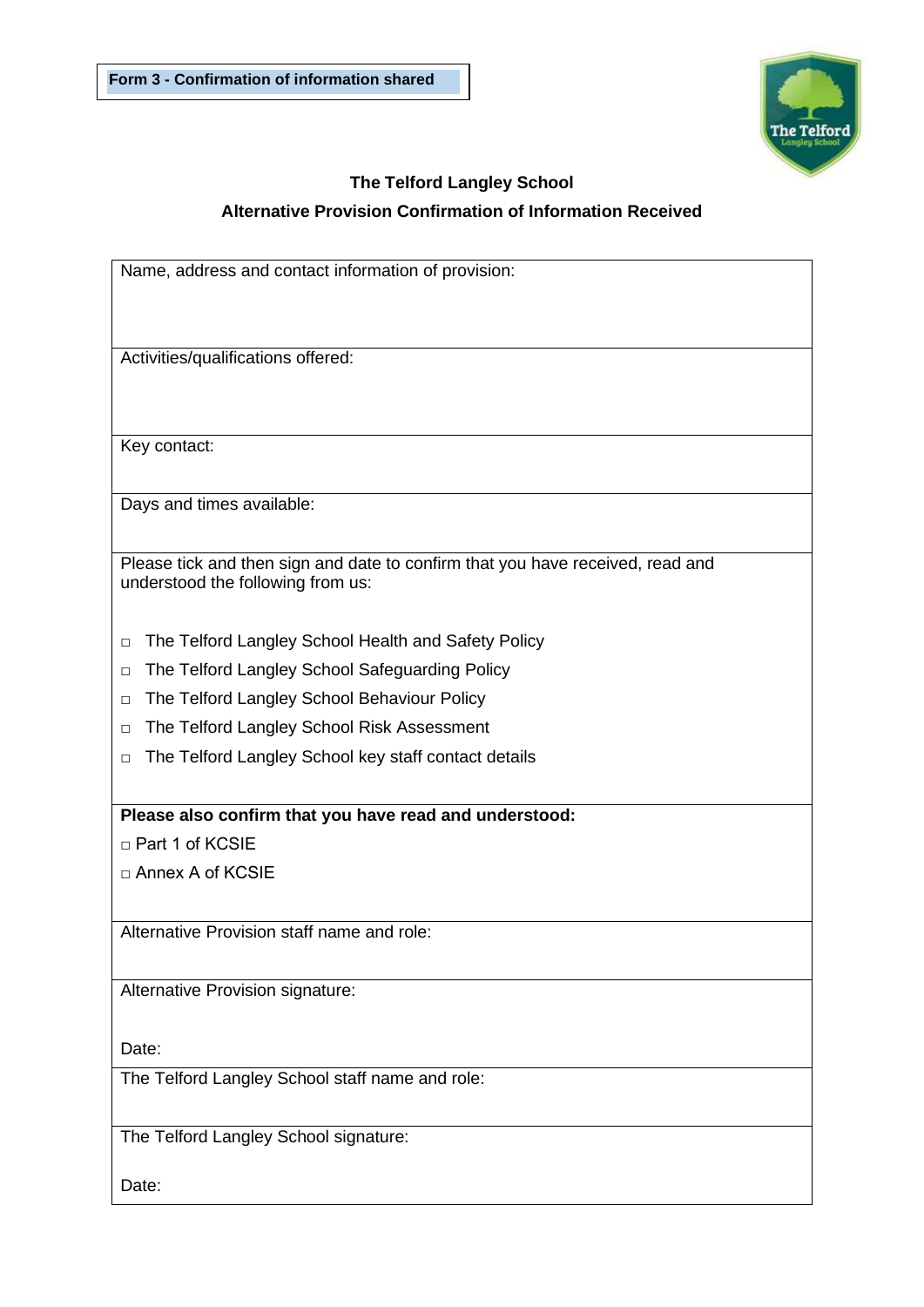**Form 3 - Confirmation of information shared**

## The Telford Langley School

## Alternative Provision Confirmation of Information Received

| Name, address and contact information of provision: |
|---|
| Activities/qualifications offered: |
| Key contact: |
| Days and times available: |
| Please tick and then sign and date to confirm that you have received, read and understood the following from us:<br><br>□ The Telford Langley School Health and Safety Policy<br>□ The Telford Langley School Safeguarding Policy<br>□ The Telford Langley School Behaviour Policy<br>□ The Telford Langley School Risk Assessment<br>□ The Telford Langley School key staff contact details |
| **Please also confirm that you have read and understood:**<br>□ Part 1 of KCSIE<br>□ Annex A of KCSIE |
| Alternative Provision staff name and role: |
| Alternative Provision signature:<br><br>Date: |
| The Telford Langley School staff name and role: |
| The Telford Langley School signature:<br><br>Date: |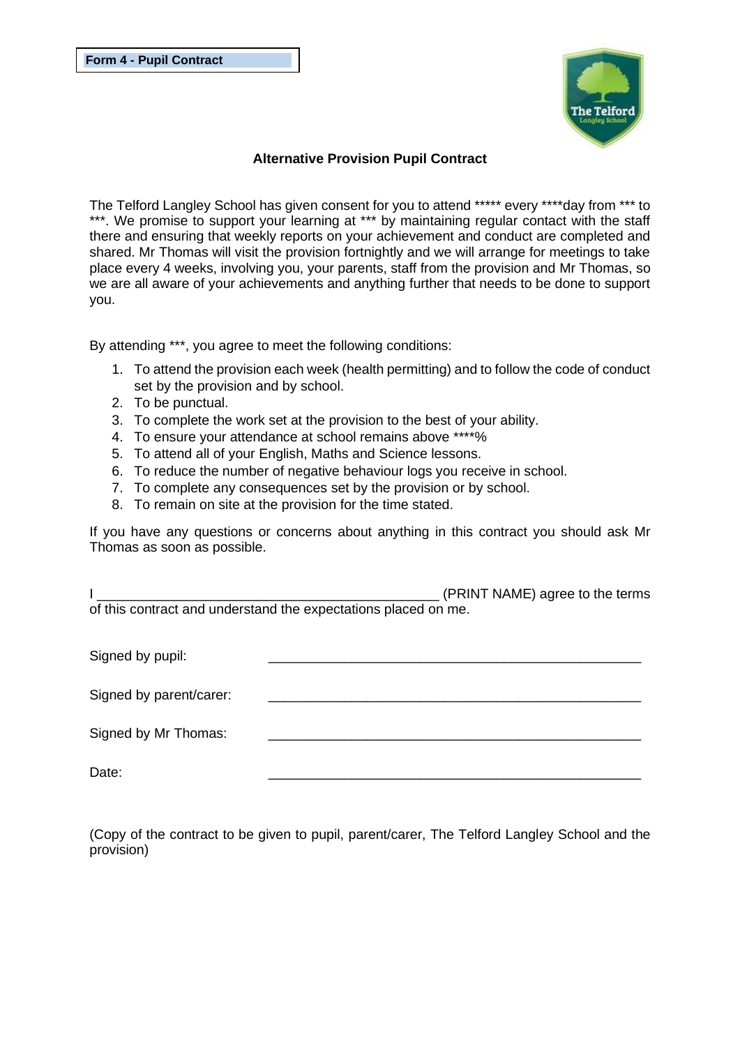**Form 4 - Pupil Contract**

## Alternative Provision Pupil Contract

The Telford Langley School has given consent for you to attend ***** every ****day from *** to ***. We promise to support your learning at *** by maintaining regular contact with the staff there and ensuring that weekly reports on your achievement and conduct are completed and shared. Mr Thomas will visit the provision fortnightly and we will arrange for meetings to take place every 4 weeks, involving you, your parents, staff from the provision and Mr Thomas, so we are all aware of your achievements and anything further that needs to be done to support you.

By attending ***, you agree to meet the following conditions:

1. To attend the provision each week (health permitting) and to follow the code of conduct set by the provision and by school.
2. To be punctual.
3. To complete the work set at the provision to the best of your ability.
4. To ensure your attendance at school remains above ****%
5. To attend all of your English, Maths and Science lessons.
6. To reduce the number of negative behaviour logs you receive in school.
7. To complete any consequences set by the provision or by school.
8. To remain on site at the provision for the time stated.

If you have any questions or concerns about anything in this contract you should ask Mr Thomas as soon as possible.

I _____________________________________________ (PRINT NAME) agree to the terms of this contract and understand the expectations placed on me.

Signed by pupil: _________________________________________________

Signed by parent/carer: _________________________________________________

Signed by Mr Thomas: _________________________________________________

Date: _________________________________________________

(Copy of the contract to be given to pupil, parent/carer, The Telford Langley School and the provision)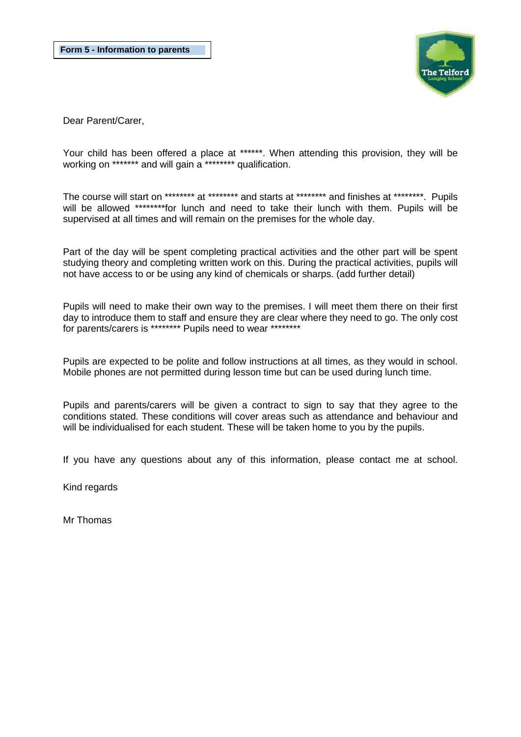**Form 5 - Information to parents**

Dear Parent/Carer,

Your child has been offered a place at ******. When attending this provision, they will be working on ******* and will gain a ******** qualification.

The course will start on ******** at ******** and starts at ******** and finishes at ********. Pupils will be allowed ********for lunch and need to take their lunch with them. Pupils will be supervised at all times and will remain on the premises for the whole day.

Part of the day will be spent completing practical activities and the other part will be spent studying theory and completing written work on this. During the practical activities, pupils will not have access to or be using any kind of chemicals or sharps. (add further detail)

Pupils will need to make their own way to the premises. I will meet them there on their first day to introduce them to staff and ensure they are clear where they need to go. The only cost for parents/carers is ******** Pupils need to wear ********

Pupils are expected to be polite and follow instructions at all times, as they would in school. Mobile phones are not permitted during lesson time but can be used during lunch time.

Pupils and parents/carers will be given a contract to sign to say that they agree to the conditions stated. These conditions will cover areas such as attendance and behaviour and will be individualised for each student. These will be taken home to you by the pupils.

If you have any questions about any of this information, please contact me at school.

Kind regards

Mr Thomas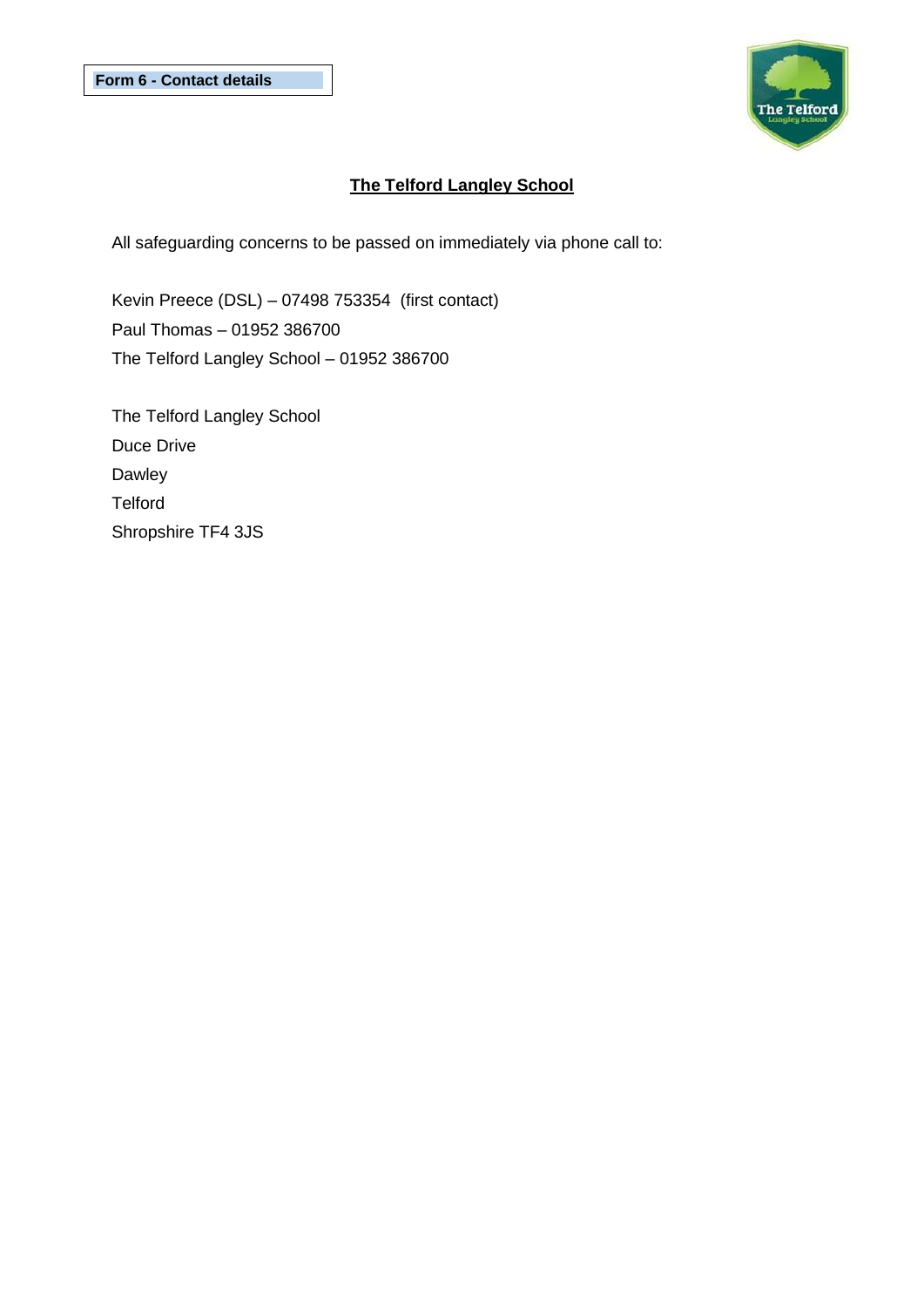**Form 6 - Contact details**

# The Telford Langley School

All safeguarding concerns to be passed on immediately via phone call to:

Kevin Preece (DSL) – 07498 753354 (first contact)
Paul Thomas – 01952 386700
The Telford Langley School – 01952 386700

The Telford Langley School
Duce Drive
Dawley
Telford
Shropshire TF4 3JS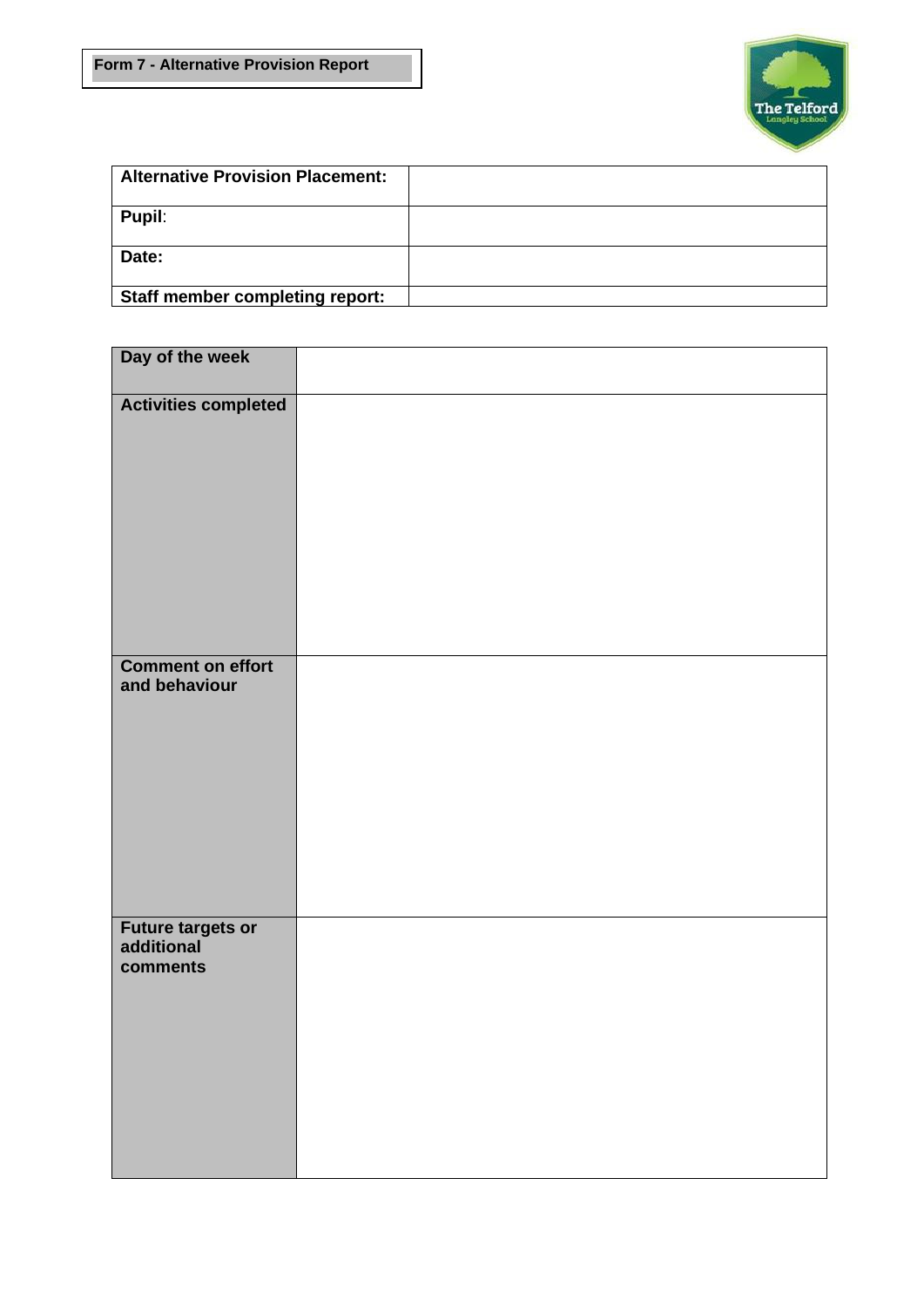**Form 7 - Alternative Provision Report**

| | |
|---|---|
| **Alternative Provision Placement:** | |
| **Pupil**: | |
| **Date:** | |
| **Staff member completing report:** | |

| | |
|---|---|
| **Day of the week** | |
| **Activities completed** | |
| **Comment on effort and behaviour** | |
| **Future targets or additional comments** | |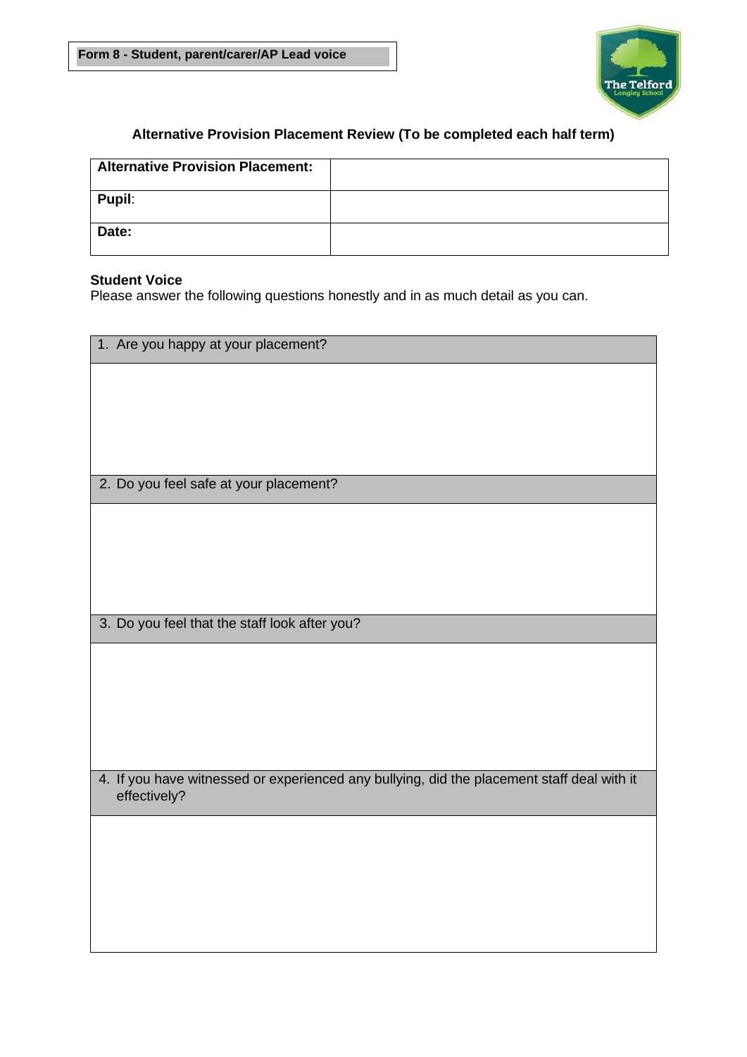**Form 8 - Student, parent/carer/AP Lead voice**

## Alternative Provision Placement Review (To be completed each half term)

| **Alternative Provision Placement:** | |
|---|---|
| **Pupil**: | |
| **Date:** | |

**Student Voice**

Please answer the following questions honestly and in as much detail as you can.

| 1. Are you happy at your placement? |
|---|
| |
| 2. Do you feel safe at your placement? |
| |
| 3. Do you feel that the staff look after you? |
| |
| 4. If you have witnessed or experienced any bullying, did the placement staff deal with it effectively? |
| |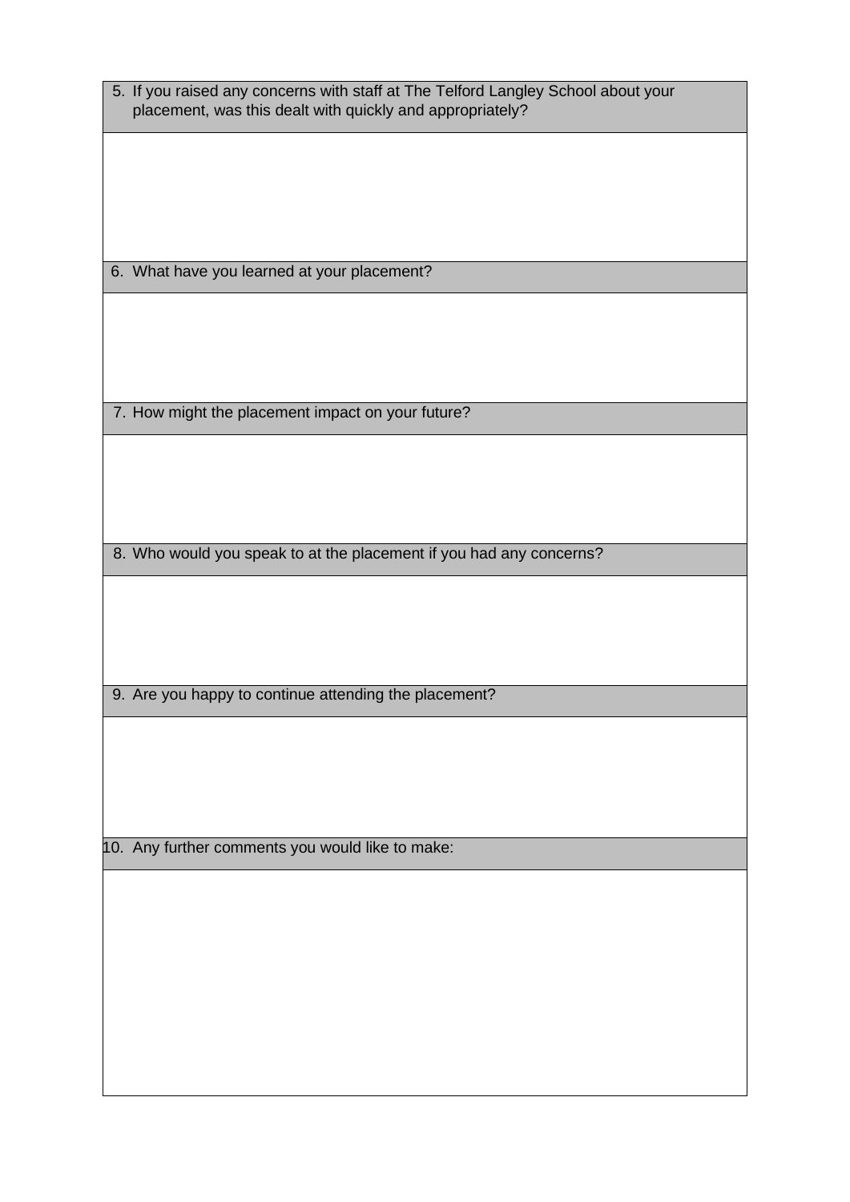| 5. If you raised any concerns with staff at The Telford Langley School about your placement, was this dealt with quickly and appropriately? |
| --- |
| |
| 6. What have you learned at your placement? |
| |
| 7. How might the placement impact on your future? |
| |
| 8. Who would you speak to at the placement if you had any concerns? |
| |
| 9. Are you happy to continue attending the placement? |
| |
| 10. Any further comments you would like to make: |
| |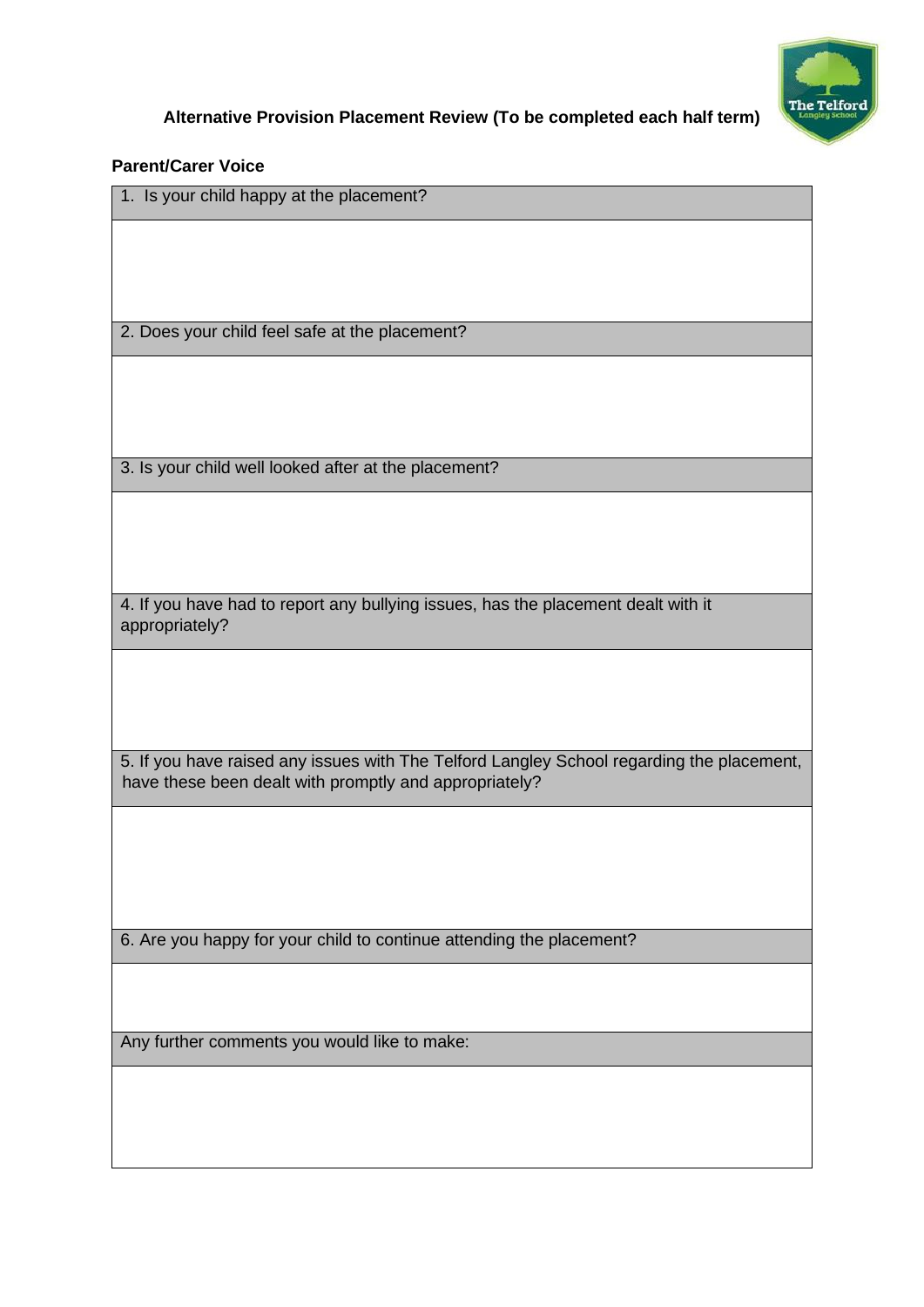## Alternative Provision Placement Review (To be completed each half term)

**Parent/Carer Voice**

| 1. Is your child happy at the placement? |
|---|
| |
| 2. Does your child feel safe at the placement? |
| |
| 3. Is your child well looked after at the placement? |
| |
| 4. If you have had to report any bullying issues, has the placement dealt with it appropriately? |
| |
| 5. If you have raised any issues with The Telford Langley School regarding the placement, have these been dealt with promptly and appropriately? |
| |
| 6. Are you happy for your child to continue attending the placement? |
| |
| Any further comments you would like to make: |
| |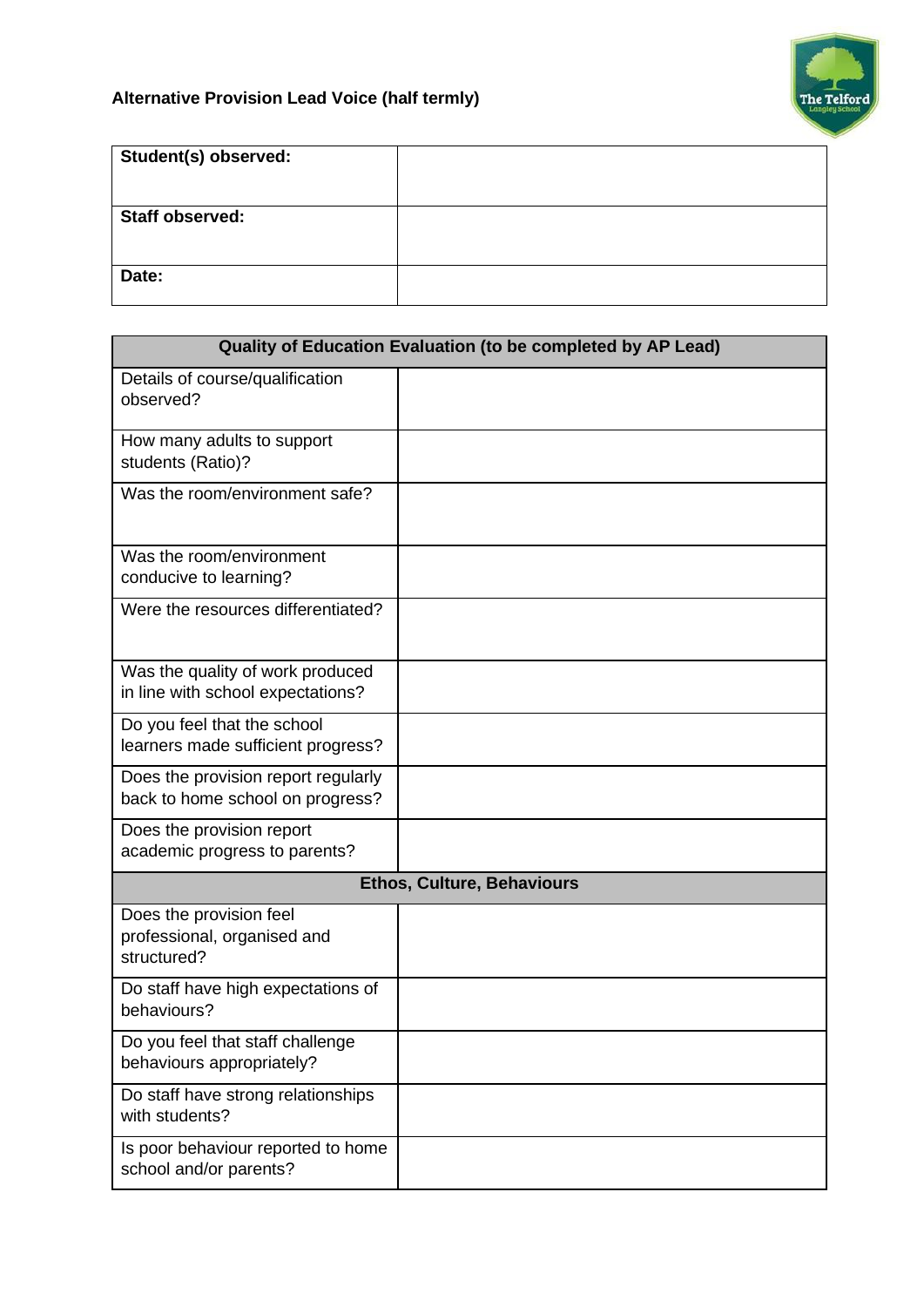**Alternative Provision Lead Voice (half termly)**

| **Student(s) observed:** | |
|---|---|
| **Staff observed:** | |
| **Date:** | |

| **Quality of Education Evaluation (to be completed by AP Lead)** | |
|---|---|
| Details of course/qualification observed? | |
| How many adults to support students (Ratio)? | |
| Was the room/environment safe? | |
| Was the room/environment conducive to learning? | |
| Were the resources differentiated? | |
| Was the quality of work produced in line with school expectations? | |
| Do you feel that the school learners made sufficient progress? | |
| Does the provision report regularly back to home school on progress? | |
| Does the provision report academic progress to parents? | |
| **Ethos, Culture, Behaviours** | |
| Does the provision feel professional, organised and structured? | |
| Do staff have high expectations of behaviours? | |
| Do you feel that staff challenge behaviours appropriately? | |
| Do staff have strong relationships with students? | |
| Is poor behaviour reported to home school and/or parents? | |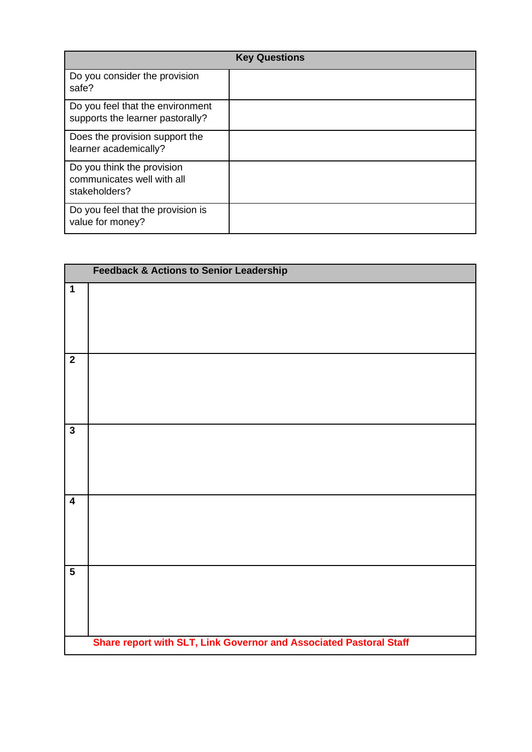| Key Questions | |
|---|---|
| Do you consider the provision safe? | |
| Do you feel that the environment supports the learner pastorally? | |
| Does the provision support the learner academically? | |
| Do you think the provision communicates well with all stakeholders? | |
| Do you feel that the provision is value for money? | |

| | **Feedback & Actions to Senior Leadership** |
|---|---|
| **1** | |
| **2** | |
| **3** | |
| **4** | |
| **5** | |
| | **Share report with SLT, Link Governor and Associated Pastoral Staff** |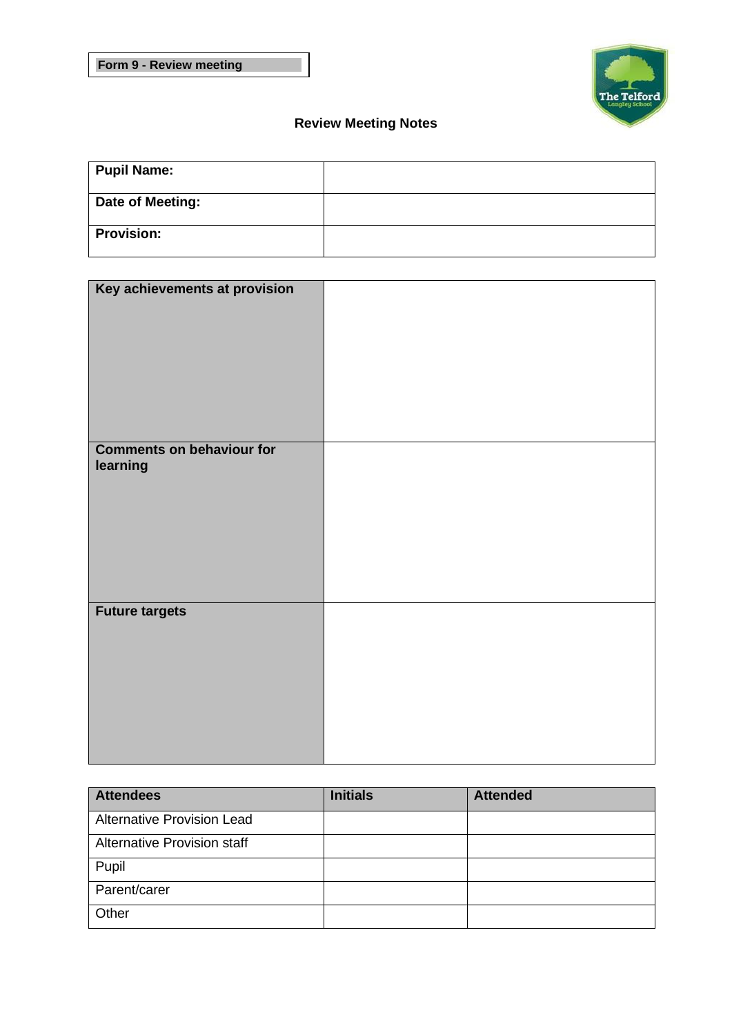**Form 9 - Review meeting**

## Review Meeting Notes

| | |
|---|---|
| **Pupil Name:** | |
| **Date of Meeting:** | |
| **Provision:** | |

| | |
|---|---|
| **Key achievements at provision** | |
| **Comments on behaviour for learning** | |
| **Future targets** | |

| Attendees | Initials | Attended |
|---|---|---|
| Alternative Provision Lead | | |
| Alternative Provision staff | | |
| Pupil | | |
| Parent/carer | | |
| Other | | |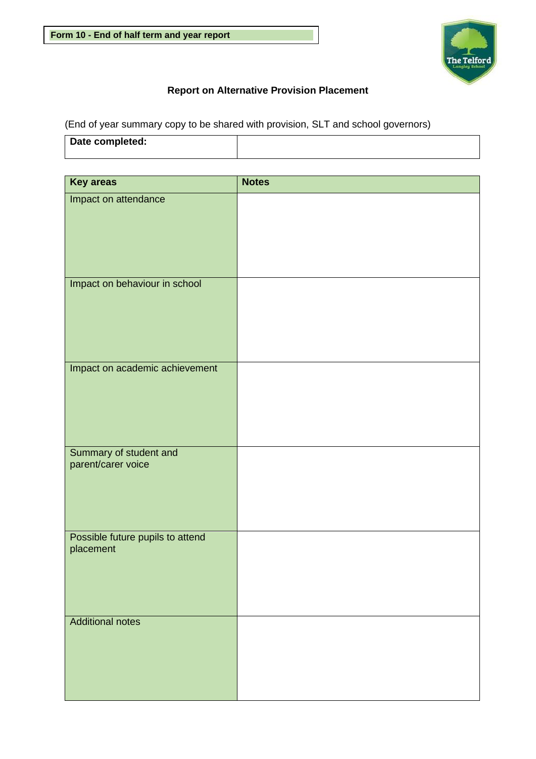**Form 10 - End of half term and year report**

## Report on Alternative Provision Placement

(End of year summary copy to be shared with provision, SLT and school governors)

| **Date completed:** | |
|---|---|

| **Key areas** | **Notes** |
|---|---|
| Impact on attendance | |
| Impact on behaviour in school | |
| Impact on academic achievement | |
| Summary of student and parent/carer voice | |
| Possible future pupils to attend placement | |
| Additional notes | |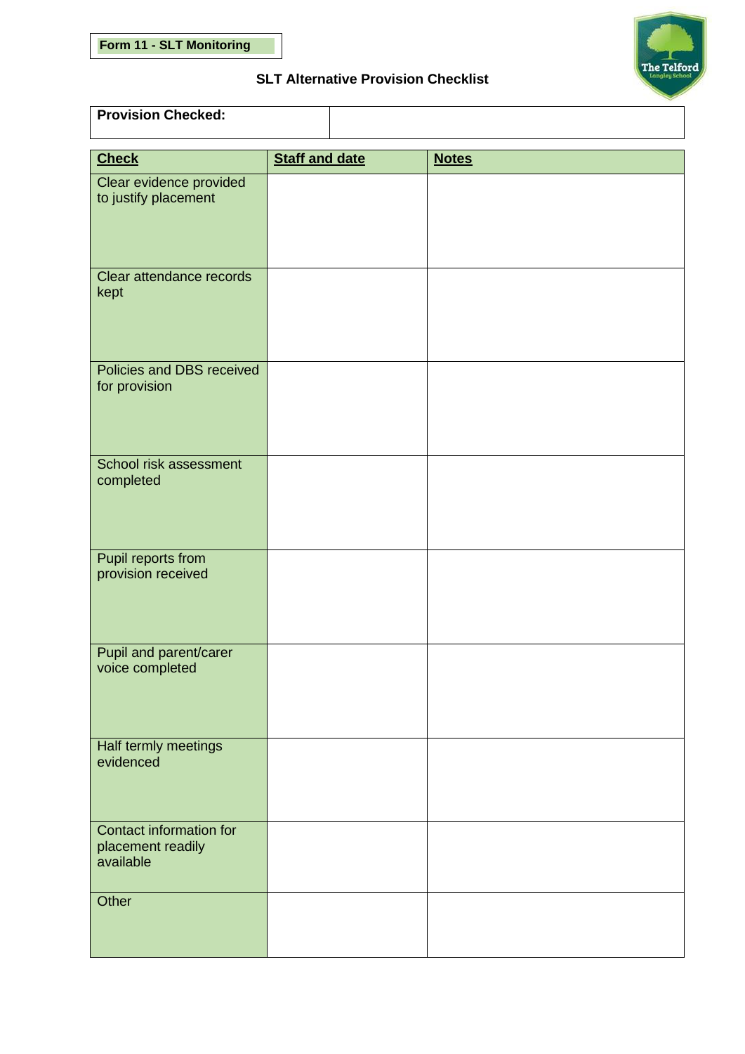**Form 11 - SLT Monitoring**

### SLT Alternative Provision Checklist

| Provision Checked: | |
|---|---|

| Check | Staff and date | Notes |
|---|---|---|
| Clear evidence provided to justify placement | | |
| Clear attendance records kept | | |
| Policies and DBS received for provision | | |
| School risk assessment completed | | |
| Pupil reports from provision received | | |
| Pupil and parent/carer voice completed | | |
| Half termly meetings evidenced | | |
| Contact information for placement readily available | | |
| Other | | |